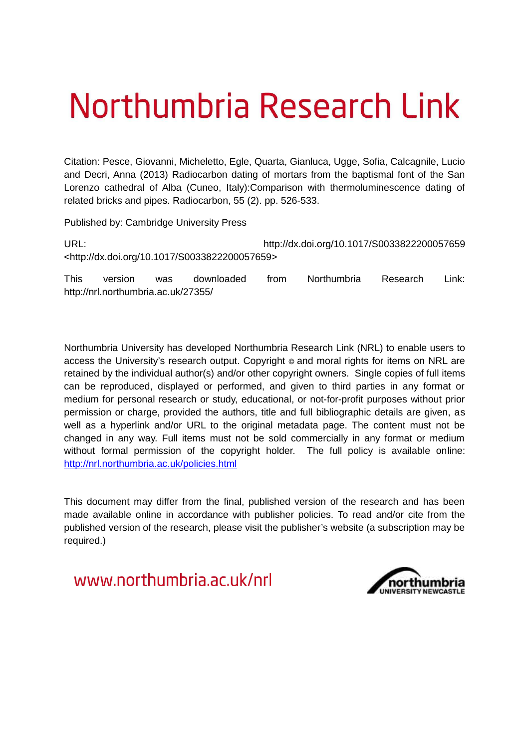# Northumbria Research Link

Citation: Pesce, Giovanni, Micheletto, Egle, Quarta, Gianluca, Ugge, Sofia, Calcagnile, Lucio and Decri, Anna (2013) Radiocarbon dating of mortars from the baptismal font of the San Lorenzo cathedral of Alba (Cuneo, Italy):Comparison with thermoluminescence dating of related bricks and pipes. Radiocarbon, 55 (2). pp. 526-533.

Published by: Cambridge University Press

URL: http://dx.doi.org/10.1017/S0033822200057659 <http://dx.doi.org/10.1017/S0033822200057659>

This version was downloaded from Northumbria Research Link: http://nrl.northumbria.ac.uk/27355/

Northumbria University has developed Northumbria Research Link (NRL) to enable users to access the University's research output. Copyright © and moral rights for items on NRL are retained by the individual author(s) and/or other copyright owners. Single copies of full items can be reproduced, displayed or performed, and given to third parties in any format or medium for personal research or study, educational, or not-for-profit purposes without prior permission or charge, provided the authors, title and full bibliographic details are given, as well as a hyperlink and/or URL to the original metadata page. The content must not be changed in any way. Full items must not be sold commercially in any format or medium without formal permission of the copyright holder. The full policy is available online: http://nrl.northumbria.ac.uk/policies.html

This document may differ from the final, published version of the research and has been made available online in accordance with publisher policies. To read and/or cite from the published version of the research, please visit the publisher's website (a subscription may be required.)

www.northumbria.ac.uk/nrl

northumbria UNIVERSITY NEWCASTLE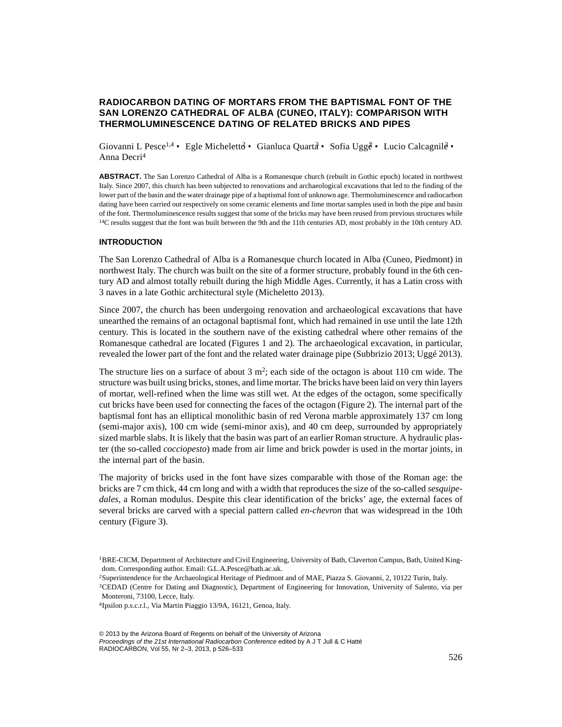# RADIOCARBON DATING OF MORTARS FROM THE BAPTISMAL FONT OF THE SAN LORENZO CATHEDRAL OF ALBA (CUNEO, ITALY): COMPARISON WITH THERMOLUMINESCENCE DATING OF RELATED BRICKS AND PIPES

Giovanni L Pesce[1,4] • Egle Micheletto[2] • Gianluca Quarta[3] • Sofia Uggé[2] • Lucio Calcagnile[3] • Anna Decri[4]

**ABSTRACT.** The San Lorenzo Cathedral of Alba is a Romanesque church (rebuilt in Gothic epoch) located in northwest Italy. Since 2007, this church has been subjected to renovations and archaeological excavations that led to the finding of the lower part of the basin and the water drainage pipe of a baptismal font of unknown age. Thermoluminescence and radiocarbon dating have been carried out respectively on some ceramic elements and lime mortar samples used in both the pipe and basin of the font. Thermoluminescence results suggest that some of the bricks may have been reused from previous structures while $^{14}$C results suggest that the font was built between the 9th and the 11th centuries AD, most probably in the 10th century AD.

## INTRODUCTION

The San Lorenzo Cathedral of Alba is a Romanesque church located in Alba (Cuneo, Piedmont) in northwest Italy. The church was built on the site of a former structure, probably found in the 6th century AD and almost totally rebuilt during the high Middle Ages. Currently, it has a Latin cross with 3 naves in a late Gothic architectural style (Micheletto 2013).

Since 2007, the church has been undergoing renovation and archaeological excavations that have unearthed the remains of an octagonal baptismal font, which had remained in use until the late 12th century. This is located in the southern nave of the existing cathedral where other remains of the Romanesque cathedral are located (Figures 1 and 2). The archaeological excavation, in particular, revealed the lower part of the font and the related water drainage pipe (Subbrizio 2013; Uggé 2013).

The structure lies on a surface of about 3 m$^2$; each side of the octagon is about 110 cm wide. The structure was built using bricks, stones, and lime mortar. The bricks have been laid on very thin layers of mortar, well-refined when the lime was still wet. At the edges of the octagon, some specifically cut bricks have been used for connecting the faces of the octagon (Figure 2). The internal part of the baptismal font has an elliptical monolithic basin of red Verona marble approximately 137 cm long (semi-major axis), 100 cm wide (semi-minor axis), and 40 cm deep, surrounded by appropriately sized marble slabs. It is likely that the basin was part of an earlier Roman structure. A hydraulic plaster (the so-called *cocciopesto*) made from air lime and brick powder is used in the mortar joints, in the internal part of the basin.

The majority of bricks used in the font have sizes comparable with those of the Roman age: the bricks are 7 cm thick, 44 cm long and with a width that reproduces the size of the so-called *sesquipedales*, a Roman modulus. Despite this clear identification of the bricks' age, the external faces of several bricks are carved with a special pattern called *en-chevron* that was widespread in the 10th century (Figure 3).

[1]BRE-CICM, Department of Architecture and Civil Engineering, University of Bath, Claverton Campus, Bath, United Kingdom. Corresponding author. Email: G.L.A.Pesce@bath.ac.uk.

[2]Superintendence for the Archaeological Heritage of Piedmont and of MAE, Piazza S. Giovanni, 2, 10122 Turin, Italy.

[3]CEDAD (Centre for Dating and Diagnostic), Department of Engineering for Innovation, University of Salento, via per Monteroni, 73100, Lecce, Italy.

[4]Ipsilon p.s.c.r.l., Via Martin Piaggio 13/9A, 16121, Genoa, Italy.

© 2013 by the Arizona Board of Regents on behalf of the University of Arizona
*Proceedings of the 21st International Radiocarbon Conference* edited by A J T Jull & C Hatté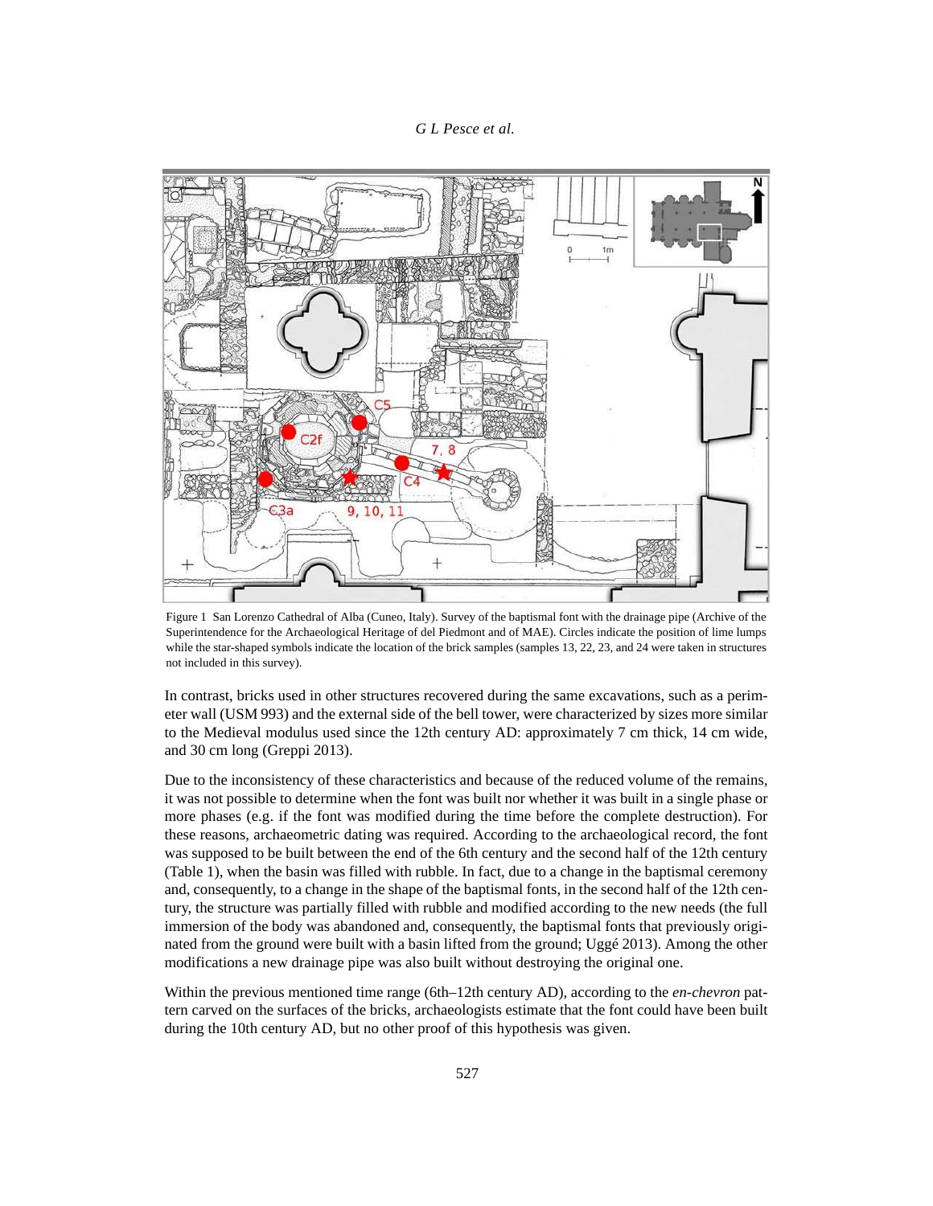Figure 1 San Lorenzo Cathedral of Alba (Cuneo, Italy). Survey of the baptismal font with the drainage pipe (Archive of the Superintendence for the Archaeological Heritage of del Piedmont and of MAE). Circles indicate the position of lime lumps while the star-shaped symbols indicate the location of the brick samples (samples 13, 22, 23, and 24 were taken in structures not included in this survey).

In contrast, bricks used in other structures recovered during the same excavations, such as a perimeter wall (USM 993) and the external side of the bell tower, were characterized by sizes more similar to the Medieval modulus used since the 12th century AD: approximately 7 cm thick, 14 cm wide, and 30 cm long (Greppi 2013).

Due to the inconsistency of these characteristics and because of the reduced volume of the remains, it was not possible to determine when the font was built nor whether it was built in a single phase or more phases (e.g. if the font was modified during the time before the complete destruction). For these reasons, archaeometric dating was required. According to the archaeological record, the font was supposed to be built between the end of the 6th century and the second half of the 12th century (Table 1), when the basin was filled with rubble. In fact, due to a change in the baptismal ceremony and, consequently, to a change in the shape of the baptismal fonts, in the second half of the 12th century, the structure was partially filled with rubble and modified according to the new needs (the full immersion of the body was abandoned and, consequently, the baptismal fonts that previously originated from the ground were built with a basin lifted from the ground; Uggé 2013). Among the other modifications a new drainage pipe was also built without destroying the original one.

Within the previous mentioned time range (6th–12th century AD), according to the *en-chevron* pattern carved on the surfaces of the bricks, archaeologists estimate that the font could have been built during the 10th century AD, but no other proof of this hypothesis was given.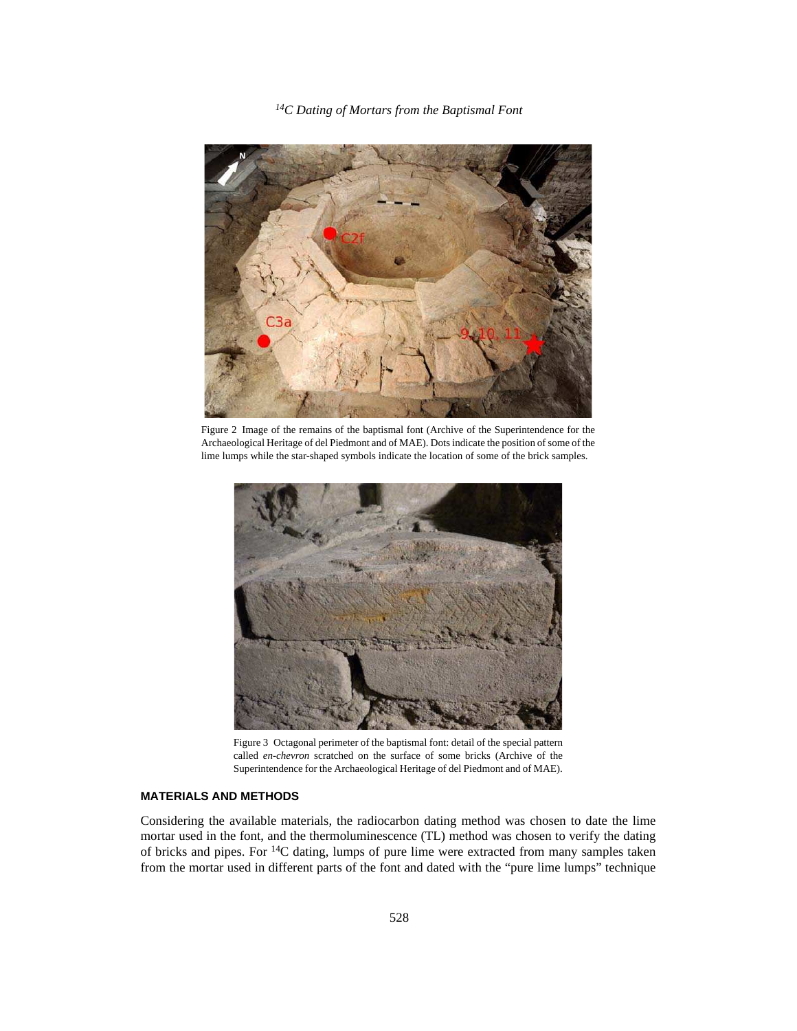Figure 2 Image of the remains of the baptismal font (Archive of the Superintendence for the Archaeological Heritage of del Piedmont and of MAE). Dots indicate the position of some of the lime lumps while the star-shaped symbols indicate the location of some of the brick samples.

Figure 3 Octagonal perimeter of the baptismal font: detail of the special pattern called *en-chevron* scratched on the surface of some bricks (Archive of the Superintendence for the Archaeological Heritage of del Piedmont and of MAE).

## MATERIALS AND METHODS

Considering the available materials, the radiocarbon dating method was chosen to date the lime mortar used in the font, and the thermoluminescence (TL) method was chosen to verify the dating of bricks and pipes. For $^{14}$C dating, lumps of pure lime were extracted from many samples taken from the mortar used in different parts of the font and dated with the "pure lime lumps" technique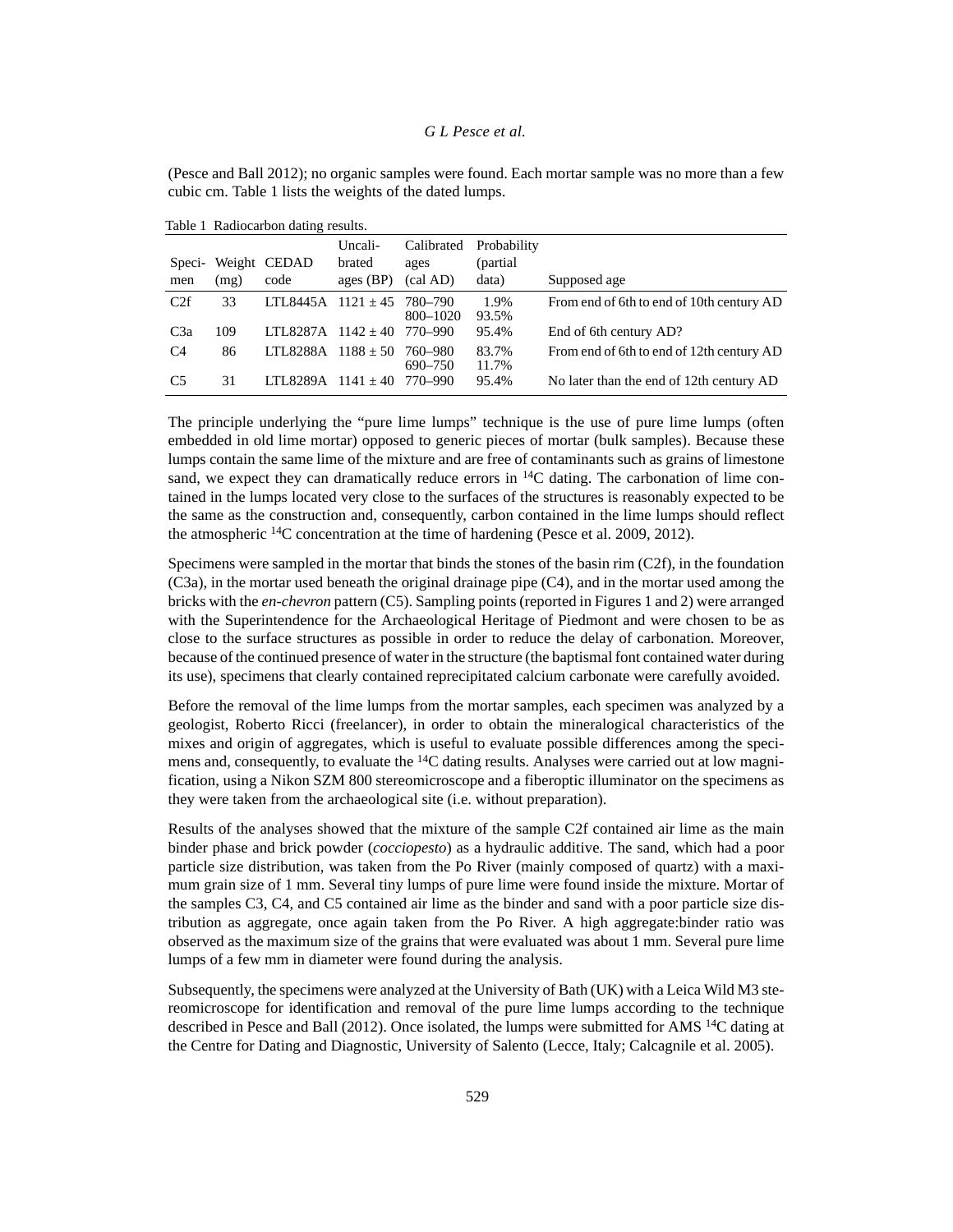(Pesce and Ball 2012); no organic samples were found. Each mortar sample was no more than a few cubic cm. Table 1 lists the weights of the dated lumps.

Table 1 Radiocarbon dating results.

| Specimen | Weight (mg) | CEDAD code | Uncalibrated ages (BP) | Calibrated ages (cal AD) | Probability (partial data) | Supposed age |
|---|---|---|---|---|---|---|
| C2f | 33 | LTL8445A | 1121 ± 45 | 780–790<br>800–1020 | 1.9%<br>93.5% | From end of 6th to end of 10th century AD |
| C3a | 109 | LTL8287A | 1142 ± 40 | 770–990 | 95.4% | End of 6th century AD? |
| C4 | 86 | LTL8288A | 1188 ± 50 | 760–980<br>690–750 | 83.7%<br>11.7% | From end of 6th to end of 12th century AD |
| C5 | 31 | LTL8289A | 1141 ± 40 | 770–990 | 95.4% | No later than the end of 12th century AD |

The principle underlying the "pure lime lumps" technique is the use of pure lime lumps (often embedded in old lime mortar) opposed to generic pieces of mortar (bulk samples). Because these lumps contain the same lime of the mixture and are free of contaminants such as grains of limestone sand, we expect they can dramatically reduce errors in $^{14}C$ dating. The carbonation of lime contained in the lumps located very close to the surfaces of the structures is reasonably expected to be the same as the construction and, consequently, carbon contained in the lime lumps should reflect the atmospheric $^{14}C$ concentration at the time of hardening (Pesce et al. 2009, 2012).

Specimens were sampled in the mortar that binds the stones of the basin rim (C2f), in the foundation (C3a), in the mortar used beneath the original drainage pipe (C4), and in the mortar used among the bricks with the *en-chevron* pattern (C5). Sampling points (reported in Figures 1 and 2) were arranged with the Superintendence for the Archaeological Heritage of Piedmont and were chosen to be as close to the surface structures as possible in order to reduce the delay of carbonation. Moreover, because of the continued presence of water in the structure (the baptismal font contained water during its use), specimens that clearly contained reprecipitated calcium carbonate were carefully avoided.

Before the removal of the lime lumps from the mortar samples, each specimen was analyzed by a geologist, Roberto Ricci (freelancer), in order to obtain the mineralogical characteristics of the mixes and origin of aggregates, which is useful to evaluate possible differences among the specimens and, consequently, to evaluate the $^{14}C$ dating results. Analyses were carried out at low magnification, using a Nikon SZM 800 stereomicroscope and a fiberoptic illuminator on the specimens as they were taken from the archaeological site (i.e. without preparation).

Results of the analyses showed that the mixture of the sample C2f contained air lime as the main binder phase and brick powder (*cocciopesto*) as a hydraulic additive. The sand, which had a poor particle size distribution, was taken from the Po River (mainly composed of quartz) with a maximum grain size of 1 mm. Several tiny lumps of pure lime were found inside the mixture. Mortar of the samples C3, C4, and C5 contained air lime as the binder and sand with a poor particle size distribution as aggregate, once again taken from the Po River. A high aggregate:binder ratio was observed as the maximum size of the grains that were evaluated was about 1 mm. Several pure lime lumps of a few mm in diameter were found during the analysis.

Subsequently, the specimens were analyzed at the University of Bath (UK) with a Leica Wild M3 stereomicroscope for identification and removal of the pure lime lumps according to the technique described in Pesce and Ball (2012). Once isolated, the lumps were submitted for AMS $^{14}C$ dating at the Centre for Dating and Diagnostic, University of Salento (Lecce, Italy; Calcagnile et al. 2005).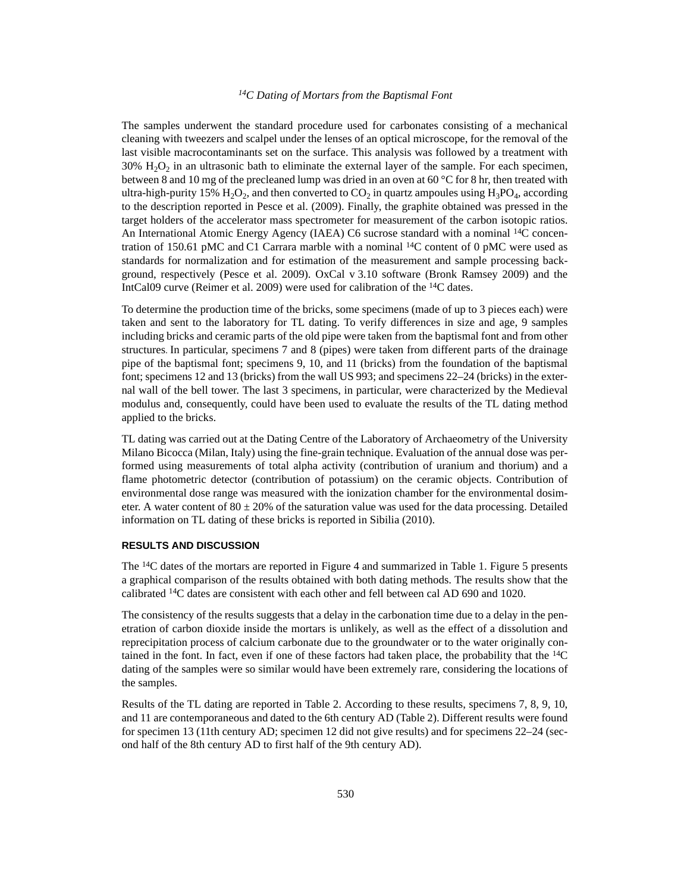The samples underwent the standard procedure used for carbonates consisting of a mechanical cleaning with tweezers and scalpel under the lenses of an optical microscope, for the removal of the last visible macrocontaminants set on the surface. This analysis was followed by a treatment with 30% $H_2O_2$ in an ultrasonic bath to eliminate the external layer of the sample. For each specimen, between 8 and 10 mg of the precleaned lump was dried in an oven at 60 °C for 8 hr, then treated with ultra-high-purity 15% $H_2O_2$, and then converted to $CO_2$ in quartz ampoules using $H_3PO_4$, according to the description reported in Pesce et al. (2009). Finally, the graphite obtained was pressed in the target holders of the accelerator mass spectrometer for measurement of the carbon isotopic ratios. An International Atomic Energy Agency (IAEA) C6 sucrose standard with a nominal $^{14}C$ concentration of 150.61 pMC and C1 Carrara marble with a nominal $^{14}C$ content of 0 pMC were used as standards for normalization and for estimation of the measurement and sample processing background, respectively (Pesce et al. 2009). OxCal v 3.10 software (Bronk Ramsey 2009) and the IntCal09 curve (Reimer et al. 2009) were used for calibration of the $^{14}C$ dates.

To determine the production time of the bricks, some specimens (made of up to 3 pieces each) were taken and sent to the laboratory for TL dating. To verify differences in size and age, 9 samples including bricks and ceramic parts of the old pipe were taken from the baptismal font and from other structures. In particular, specimens 7 and 8 (pipes) were taken from different parts of the drainage pipe of the baptismal font; specimens 9, 10, and 11 (bricks) from the foundation of the baptismal font; specimens 12 and 13 (bricks) from the wall US 993; and specimens 22–24 (bricks) in the external wall of the bell tower. The last 3 specimens, in particular, were characterized by the Medieval modulus and, consequently, could have been used to evaluate the results of the TL dating method applied to the bricks.

TL dating was carried out at the Dating Centre of the Laboratory of Archaeometry of the University Milano Bicocca (Milan, Italy) using the fine-grain technique. Evaluation of the annual dose was performed using measurements of total alpha activity (contribution of uranium and thorium) and a flame photometric detector (contribution of potassium) on the ceramic objects. Contribution of environmental dose range was measured with the ionization chamber for the environmental dosimeter. A water content of 80 ± 20% of the saturation value was used for the data processing. Detailed information on TL dating of these bricks is reported in Sibilia (2010).

## RESULTS AND DISCUSSION

The $^{14}C$ dates of the mortars are reported in Figure 4 and summarized in Table 1. Figure 5 presents a graphical comparison of the results obtained with both dating methods. The results show that the calibrated $^{14}C$ dates are consistent with each other and fell between cal AD 690 and 1020.

The consistency of the results suggests that a delay in the carbonation time due to a delay in the penetration of carbon dioxide inside the mortars is unlikely, as well as the effect of a dissolution and reprecipitation process of calcium carbonate due to the groundwater or to the water originally contained in the font. In fact, even if one of these factors had taken place, the probability that the $^{14}C$ dating of the samples were so similar would have been extremely rare, considering the locations of the samples.

Results of the TL dating are reported in Table 2. According to these results, specimens 7, 8, 9, 10, and 11 are contemporaneous and dated to the 6th century AD (Table 2). Different results were found for specimen 13 (11th century AD; specimen 12 did not give results) and for specimens 22–24 (second half of the 8th century AD to first half of the 9th century AD).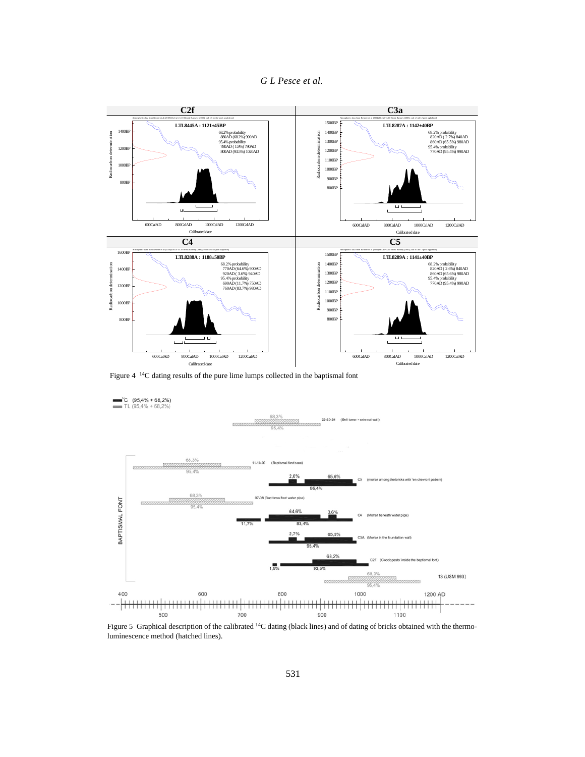Figure 4 $^{14}C$ dating results of the pure lime lumps collected in the baptismal font

Figure 5 Graphical description of the calibrated $^{14}C$ dating (black lines) and of dating of bricks obtained with the thermo-luminescence method (hatched lines).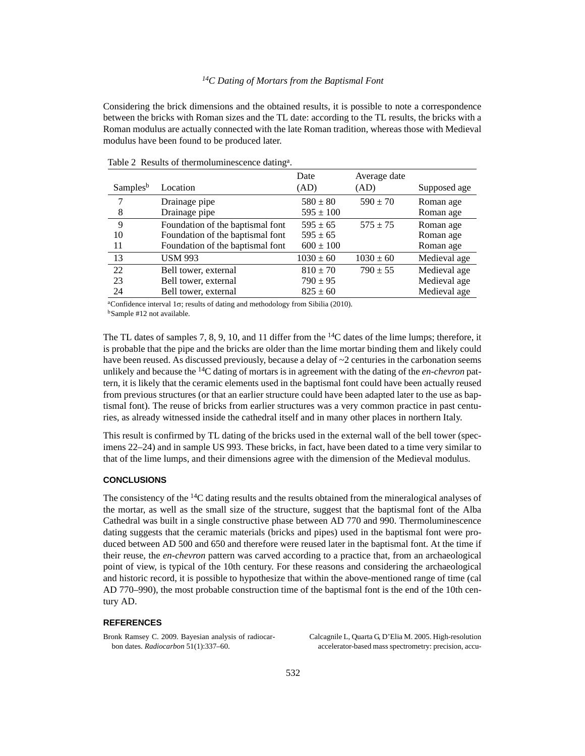Considering the brick dimensions and the obtained results, it is possible to note a correspondence between the bricks with Roman sizes and the TL date: according to the TL results, the bricks with a Roman modulus are actually connected with the late Roman tradition, whereas those with Medieval modulus have been found to be produced later.

Table 2 Results of thermoluminescence dating[a].

| Samples[b] | Location | Date (AD) | Average date (AD) | Supposed age |
|---|---|---|---|---|
| 7 | Drainage pipe | $580 \pm 80$ | $590 \pm 70$ | Roman age |
| 8 | Drainage pipe | $595 \pm 100$ | | Roman age |
| 9 | Foundation of the baptismal font | $595 \pm 65$ | $575 \pm 75$ | Roman age |
| 10 | Foundation of the baptismal font | $595 \pm 65$ | | Roman age |
| 11 | Foundation of the baptismal font | $600 \pm 100$ | | Roman age |
| 13 | USM 993 | $1030 \pm 60$ | $1030 \pm 60$ | Medieval age |
| 22 | Bell tower, external | $810 \pm 70$ | $790 \pm 55$ | Medieval age |
| 23 | Bell tower, external | $790 \pm 95$ | | Medieval age |
| 24 | Bell tower, external | $825 \pm 60$ | | Medieval age |

[a]Confidence interval 1σ; results of dating and methodology from Sibilia (2010).
[b]Sample #12 not available.

The TL dates of samples 7, 8, 9, 10, and 11 differ from the $^{14}C$ dates of the lime lumps; therefore, it is probable that the pipe and the bricks are older than the lime mortar binding them and likely could have been reused. As discussed previously, because a delay of ~2 centuries in the carbonation seems unlikely and because the $^{14}C$ dating of mortars is in agreement with the dating of the *en-chevron* pattern, it is likely that the ceramic elements used in the baptismal font could have been actually reused from previous structures (or that an earlier structure could have been adapted later to the use as baptismal font). The reuse of bricks from earlier structures was a very common practice in past centuries, as already witnessed inside the cathedral itself and in many other places in northern Italy.

This result is confirmed by TL dating of the bricks used in the external wall of the bell tower (specimens 22–24) and in sample US 993. These bricks, in fact, have been dated to a time very similar to that of the lime lumps, and their dimensions agree with the dimension of the Medieval modulus.

## CONCLUSIONS

The consistency of the $^{14}C$ dating results and the results obtained from the mineralogical analyses of the mortar, as well as the small size of the structure, suggest that the baptismal font of the Alba Cathedral was built in a single constructive phase between AD 770 and 990. Thermoluminescence dating suggests that the ceramic materials (bricks and pipes) used in the baptismal font were produced between AD 500 and 650 and therefore were reused later in the baptismal font. At the time if their reuse, the *en-chevron* pattern was carved according to a practice that, from an archaeological point of view, is typical of the 10th century. For these reasons and considering the archaeological and historic record, it is possible to hypothesize that within the above-mentioned range of time (cal AD 770–990), the most probable construction time of the baptismal font is the end of the 10th century AD.

## REFERENCES

Bronk Ramsey C. 2009. Bayesian analysis of radiocarbon dates. *Radiocarbon* 51(1):337–60.

Calcagnile L, Quarta G, D'Elia M. 2005. High-resolution accelerator-based mass spectrometry: precision, accu-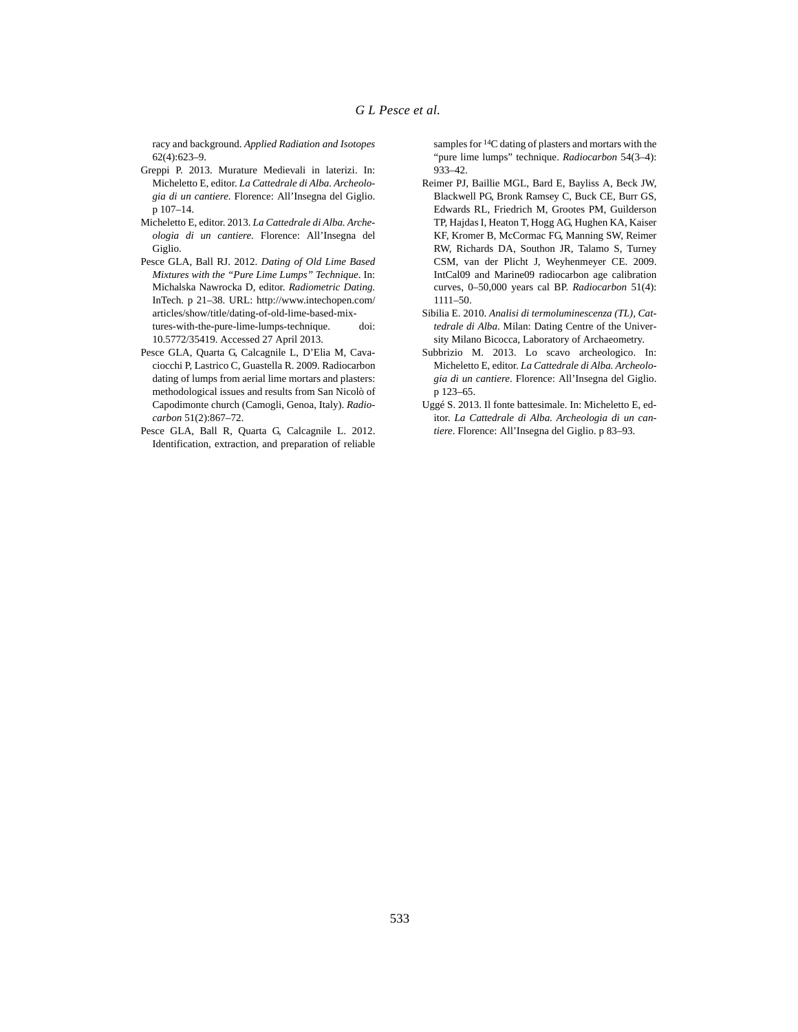racy and background. *Applied Radiation and Isotopes* 62(4):623–9.

Greppi P. 2013. Murature Medievali in laterizi. In: Micheletto E, editor. *La Cattedrale di Alba. Archeologia di un cantiere*. Florence: All'Insegna del Giglio. p 107–14.

Micheletto E, editor. 2013. *La Cattedrale di Alba. Archeologia di un cantiere*. Florence: All'Insegna del Giglio.

Pesce GLA, Ball RJ. 2012. *Dating of Old Lime Based Mixtures with the "Pure Lime Lumps" Technique*. In: Michalska Nawrocka D, editor. *Radiometric Dating*. InTech. p 21–38. URL: http://www.intechopen.com/articles/show/title/dating-of-old-lime-based-mixtures-with-the-pure-lime-lumps-technique. doi: 10.5772/35419. Accessed 27 April 2013.

Pesce GLA, Quarta G, Calcagnile L, D'Elia M, Cavaciocchi P, Lastrico C, Guastella R. 2009. Radiocarbon dating of lumps from aerial lime mortars and plasters: methodological issues and results from San Nicolò of Capodimonte church (Camogli, Genoa, Italy). *Radiocarbon* 51(2):867–72.

Pesce GLA, Ball R, Quarta G, Calcagnile L. 2012. Identification, extraction, and preparation of reliable samples for $^{14}C$ dating of plasters and mortars with the "pure lime lumps" technique. *Radiocarbon* 54(3–4): 933–42.

Reimer PJ, Baillie MGL, Bard E, Bayliss A, Beck JW, Blackwell PG, Bronk Ramsey C, Buck CE, Burr GS, Edwards RL, Friedrich M, Grootes PM, Guilderson TP, Hajdas I, Heaton T, Hogg AG, Hughen KA, Kaiser KF, Kromer B, McCormac FG, Manning SW, Reimer RW, Richards DA, Southon JR, Talamo S, Turney CSM, van der Plicht J, Weyhenmeyer CE. 2009. IntCal09 and Marine09 radiocarbon age calibration curves, 0–50,000 years cal BP. *Radiocarbon* 51(4): 1111–50.

Sibilia E. 2010. *Analisi di termoluminescenza (TL), Cattedrale di Alba*. Milan: Dating Centre of the University Milano Bicocca, Laboratory of Archaeometry.

Subbrizio M. 2013. Lo scavo archeologico. In: Micheletto E, editor. *La Cattedrale di Alba. Archeologia di un cantiere*. Florence: All'Insegna del Giglio. p 123–65.

Uggé S. 2013. Il fonte battesimale. In: Micheletto E, editor. *La Cattedrale di Alba. Archeologia di un cantiere*. Florence: All'Insegna del Giglio. p 83–93.